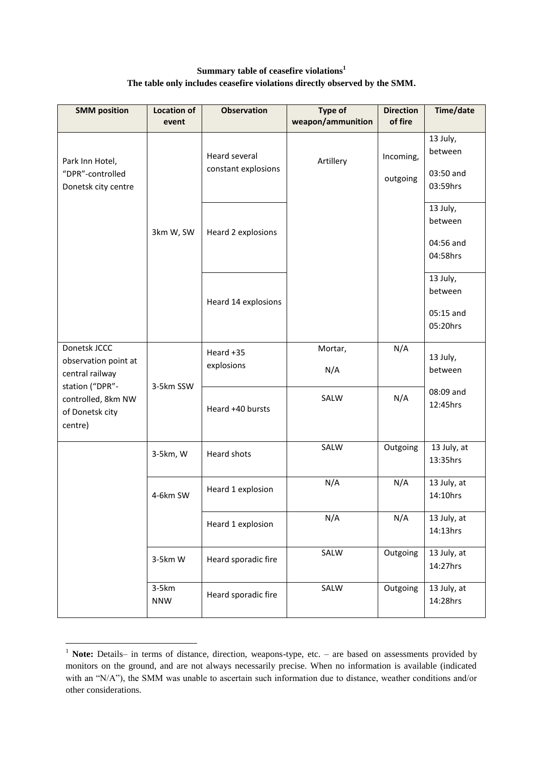**Summary table of ceasefire violations[1]**
**The table only includes ceasefire violations directly observed by the SMM.**

| SMM position | Location of event | Observation | Type of weapon/ammunition | Direction of fire | Time/date |
|---|---|---|---|---|---|
| Park Inn Hotel, "DPR"-controlled Donetsk city centre | 3km W, SW | Heard several constant explosions | Artillery | Incoming, outgoing | 13 July, between 03:50 and 03:59hrs |
| | | Heard 2 explosions | | | 13 July, between 04:56 and 04:58hrs |
| | | Heard 14 explosions | | | 13 July, between 05:15 and 05:20hrs |
| Donetsk JCCC observation point at central railway station ("DPR"-controlled, 8km NW of Donetsk city centre) | 3-5km SSW | Heard +35 explosions | Mortar, N/A | N/A | 13 July, between 08:09 and 12:45hrs |
| | | Heard +40 bursts | SALW | N/A | |
| | 3-5km, W | Heard shots | SALW | Outgoing | 13 July, at 13:35hrs |
| | 4-6km SW | Heard 1 explosion | N/A | N/A | 13 July, at 14:10hrs |
| | | Heard 1 explosion | N/A | N/A | 13 July, at 14:13hrs |
| | 3-5km W | Heard sporadic fire | SALW | Outgoing | 13 July, at 14:27hrs |
| | 3-5km NNW | Heard sporadic fire | SALW | Outgoing | 13 July, at 14:28hrs |

[1] **Note:** Details– in terms of distance, direction, weapons-type, etc. – are based on assessments provided by monitors on the ground, and are not always necessarily precise. When no information is available (indicated with an "N/A"), the SMM was unable to ascertain such information due to distance, weather conditions and/or other considerations.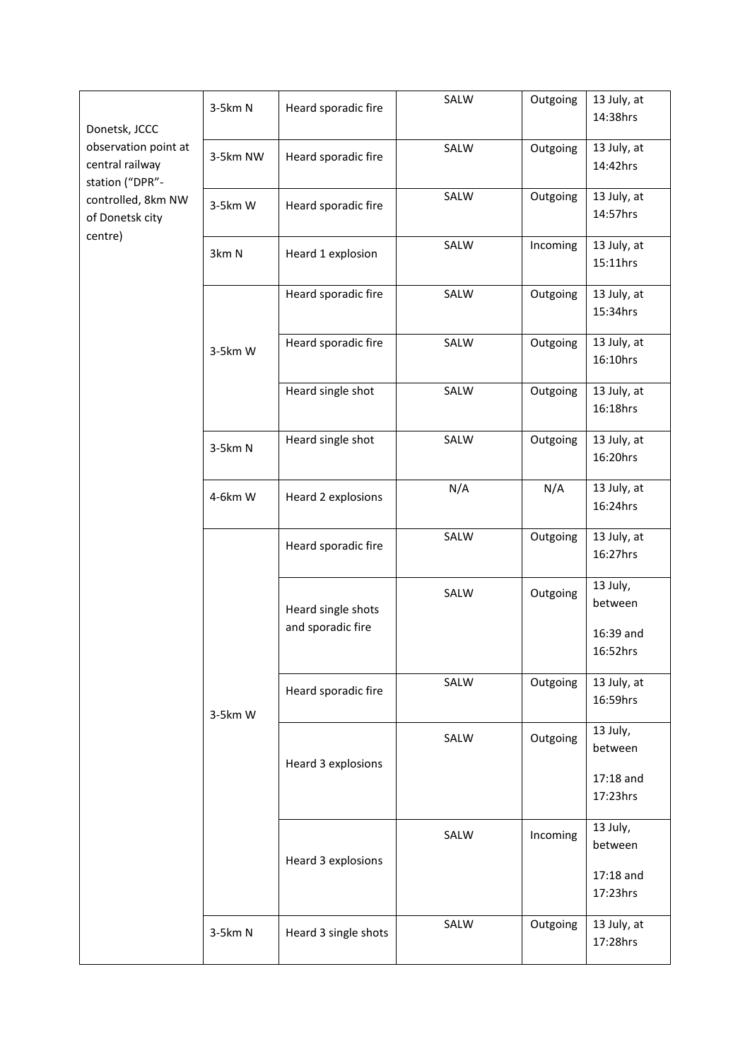| | | | | | |
|---|---|---|---|---|---|
| Donetsk, JCCC observation point at central railway station ("DPR"-controlled, 8km NW of Donetsk city centre) | 3-5km N | Heard sporadic fire | SALW | Outgoing | 13 July, at 14:38hrs |
| | 3-5km NW | Heard sporadic fire | SALW | Outgoing | 13 July, at 14:42hrs |
| | 3-5km W | Heard sporadic fire | SALW | Outgoing | 13 July, at 14:57hrs |
| | 3km N | Heard 1 explosion | SALW | Incoming | 13 July, at 15:11hrs |
| | 3-5km W | Heard sporadic fire | SALW | Outgoing | 13 July, at 15:34hrs |
| | | Heard sporadic fire | SALW | Outgoing | 13 July, at 16:10hrs |
| | | Heard single shot | SALW | Outgoing | 13 July, at 16:18hrs |
| | 3-5km N | Heard single shot | SALW | Outgoing | 13 July, at 16:20hrs |
| | 4-6km W | Heard 2 explosions | N/A | N/A | 13 July, at 16:24hrs |
| | 3-5km W | Heard sporadic fire | SALW | Outgoing | 13 July, at 16:27hrs |
| | | Heard single shots and sporadic fire | SALW | Outgoing | 13 July, between 16:39 and 16:52hrs |
| | | Heard sporadic fire | SALW | Outgoing | 13 July, at 16:59hrs |
| | | Heard 3 explosions | SALW | Outgoing | 13 July, between 17:18 and 17:23hrs |
| | | Heard 3 explosions | SALW | Incoming | 13 July, between 17:18 and 17:23hrs |
| | 3-5km N | Heard 3 single shots | SALW | Outgoing | 13 July, at 17:28hrs |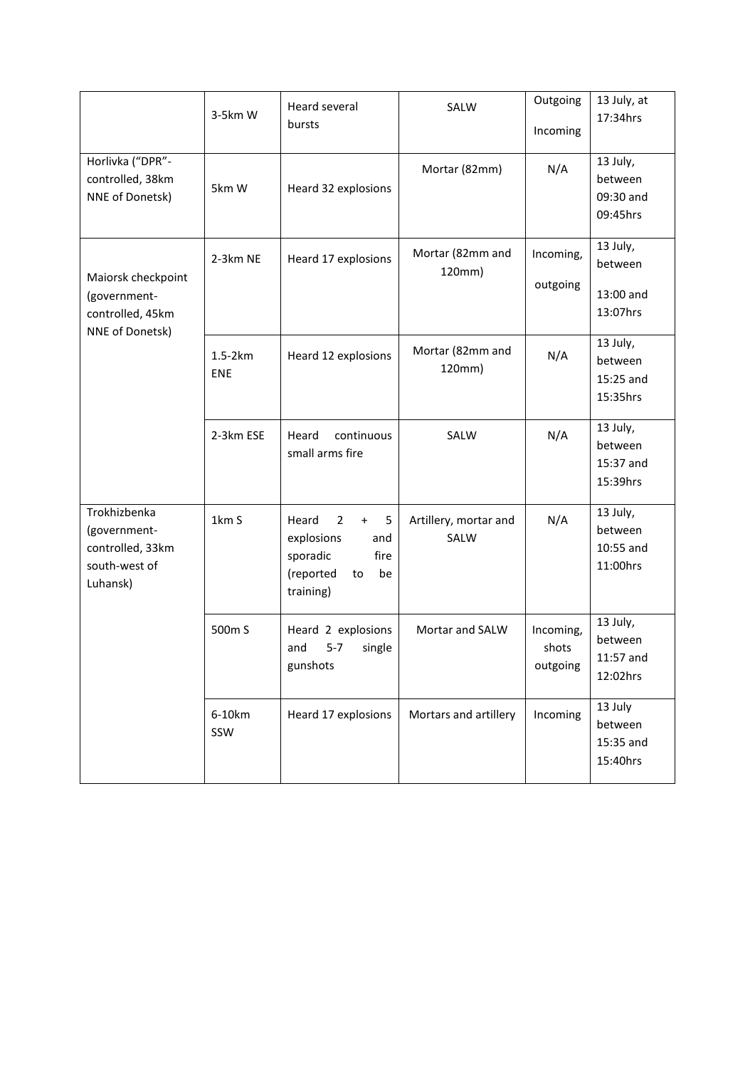| | | | | | |
|---|---|---|---|---|---|
| | 3-5km W | Heard several bursts | SALW | Outgoing Incoming | 13 July, at 17:34hrs |
| Horlivka ("DPR"-controlled, 38km NNE of Donetsk) | 5km W | Heard 32 explosions | Mortar (82mm) | N/A | 13 July, between 09:30 and 09:45hrs |
| Maiorsk checkpoint (government-controlled, 45km NNE of Donetsk) | 2-3km NE | Heard 17 explosions | Mortar (82mm and 120mm) | Incoming, outgoing | 13 July, between 13:00 and 13:07hrs |
| | 1.5-2km ENE | Heard 12 explosions | Mortar (82mm and 120mm) | N/A | 13 July, between 15:25 and 15:35hrs |
| | 2-3km ESE | Heard continuous small arms fire | SALW | N/A | 13 July, between 15:37 and 15:39hrs |
| Trokhizbenka (government-controlled, 33km south-west of Luhansk) | 1km S | Heard 2 + 5 explosions and sporadic fire (reported to be training) | Artillery, mortar and SALW | N/A | 13 July, between 10:55 and 11:00hrs |
| | 500m S | Heard 2 explosions and 5-7 single gunshots | Mortar and SALW | Incoming, shots outgoing | 13 July, between 11:57 and 12:02hrs |
| | 6-10km SSW | Heard 17 explosions | Mortars and artillery | Incoming | 13 July between 15:35 and 15:40hrs |